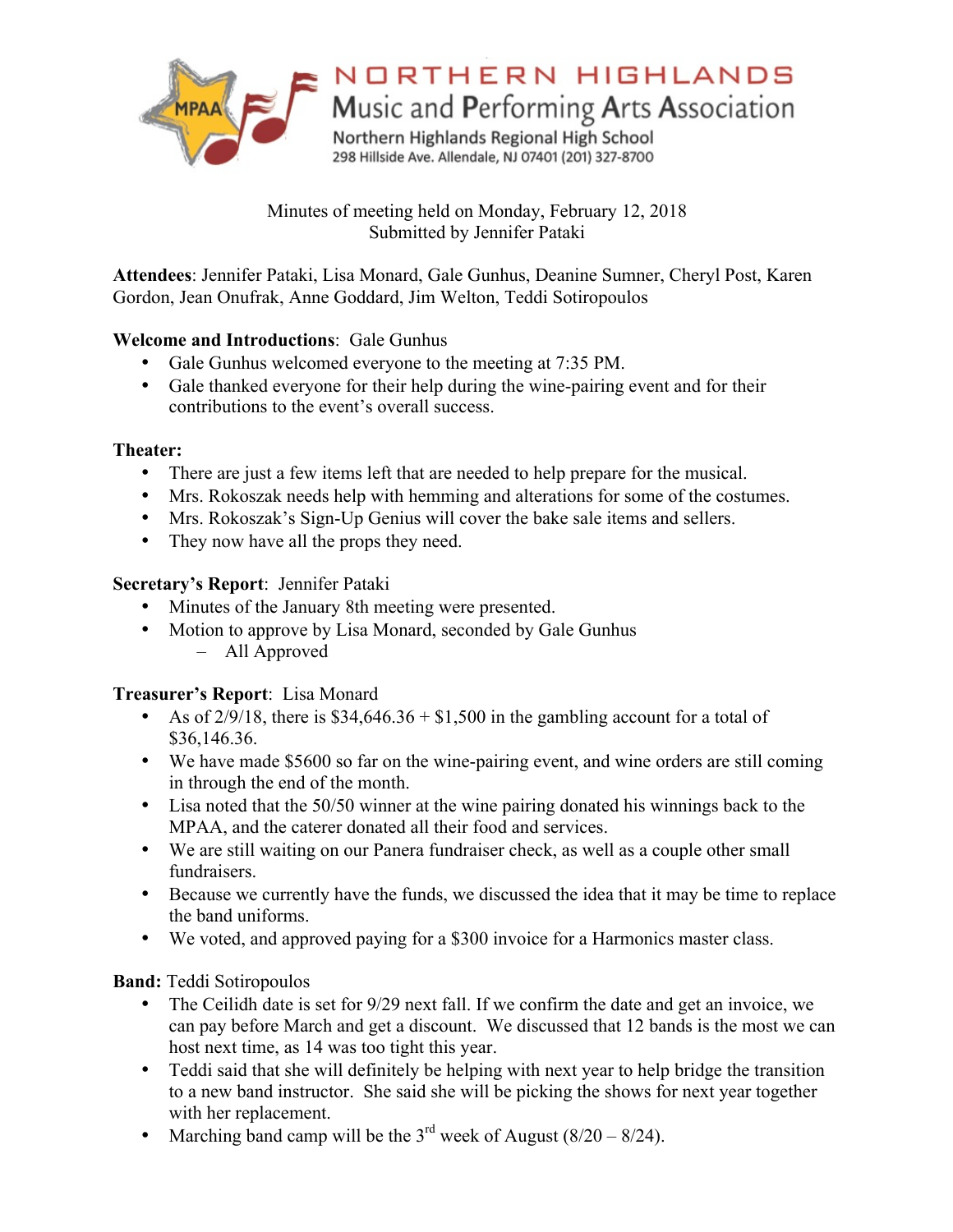# NORTHERN HIGHLANDS
## Music and Performing Arts Association

Northern Highlands Regional High School
298 Hillside Ave. Allendale, NJ 07401 (201) 327-8700

Minutes of meeting held on Monday, February 12, 2018
Submitted by Jennifer Pataki

**Attendees**: Jennifer Pataki, Lisa Monard, Gale Gunhus, Deanine Sumner, Cheryl Post, Karen Gordon, Jean Onufrak, Anne Goddard, Jim Welton, Teddi Sotiropoulos

**Welcome and Introductions**: Gale Gunhus

- Gale Gunhus welcomed everyone to the meeting at 7:35 PM.
- Gale thanked everyone for their help during the wine-pairing event and for their contributions to the event's overall success.

**Theater:**

- There are just a few items left that are needed to help prepare for the musical.
- Mrs. Rokoszak needs help with hemming and alterations for some of the costumes.
- Mrs. Rokoszak's Sign-Up Genius will cover the bake sale items and sellers.
- They now have all the props they need.

**Secretary's Report**: Jennifer Pataki

- Minutes of the January 8th meeting were presented.
- Motion to approve by Lisa Monard, seconded by Gale Gunhus
  - All Approved

**Treasurer's Report**: Lisa Monard

- As of 2/9/18, there is $34,646.36 + $1,500 in the gambling account for a total of $36,146.36.
- We have made $5600 so far on the wine-pairing event, and wine orders are still coming in through the end of the month.
- Lisa noted that the 50/50 winner at the wine pairing donated his winnings back to the MPAA, and the caterer donated all their food and services.
- We are still waiting on our Panera fundraiser check, as well as a couple other small fundraisers.
- Because we currently have the funds, we discussed the idea that it may be time to replace the band uniforms.
- We voted, and approved paying for a $300 invoice for a Harmonics master class.

**Band:** Teddi Sotiropoulos

- The Ceilidh date is set for 9/29 next fall. If we confirm the date and get an invoice, we can pay before March and get a discount. We discussed that 12 bands is the most we can host next time, as 14 was too tight this year.
- Teddi said that she will definitely be helping with next year to help bridge the transition to a new band instructor. She said she will be picking the shows for next year together with her replacement.
- Marching band camp will be the 3rd week of August (8/20 – 8/24).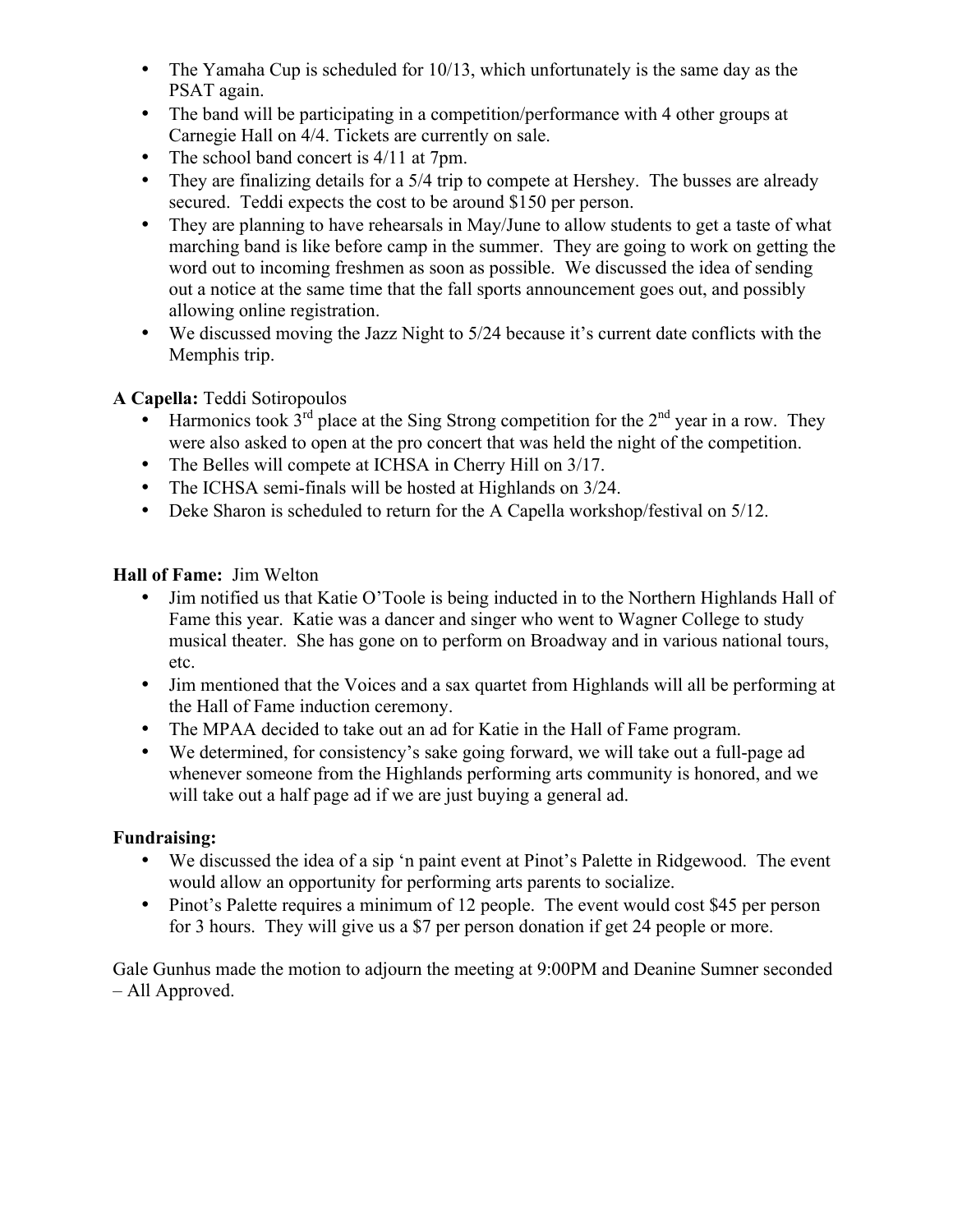- The Yamaha Cup is scheduled for 10/13, which unfortunately is the same day as the PSAT again.
- The band will be participating in a competition/performance with 4 other groups at Carnegie Hall on 4/4. Tickets are currently on sale.
- The school band concert is 4/11 at 7pm.
- They are finalizing details for a 5/4 trip to compete at Hershey. The busses are already secured. Teddi expects the cost to be around $150 per person.
- They are planning to have rehearsals in May/June to allow students to get a taste of what marching band is like before camp in the summer. They are going to work on getting the word out to incoming freshmen as soon as possible. We discussed the idea of sending out a notice at the same time that the fall sports announcement goes out, and possibly allowing online registration.
- We discussed moving the Jazz Night to 5/24 because it's current date conflicts with the Memphis trip.

**A Capella:** Teddi Sotiropoulos

- Harmonics took 3rd place at the Sing Strong competition for the 2nd year in a row. They were also asked to open at the pro concert that was held the night of the competition.
- The Belles will compete at ICHSA in Cherry Hill on 3/17.
- The ICHSA semi-finals will be hosted at Highlands on 3/24.
- Deke Sharon is scheduled to return for the A Capella workshop/festival on 5/12.

**Hall of Fame:** Jim Welton

- Jim notified us that Katie O'Toole is being inducted in to the Northern Highlands Hall of Fame this year. Katie was a dancer and singer who went to Wagner College to study musical theater. She has gone on to perform on Broadway and in various national tours, etc.
- Jim mentioned that the Voices and a sax quartet from Highlands will all be performing at the Hall of Fame induction ceremony.
- The MPAA decided to take out an ad for Katie in the Hall of Fame program.
- We determined, for consistency's sake going forward, we will take out a full-page ad whenever someone from the Highlands performing arts community is honored, and we will take out a half page ad if we are just buying a general ad.

**Fundraising:**

- We discussed the idea of a sip 'n paint event at Pinot's Palette in Ridgewood. The event would allow an opportunity for performing arts parents to socialize.
- Pinot's Palette requires a minimum of 12 people. The event would cost $45 per person for 3 hours. They will give us a $7 per person donation if get 24 people or more.

Gale Gunhus made the motion to adjourn the meeting at 9:00PM and Deanine Sumner seconded – All Approved.